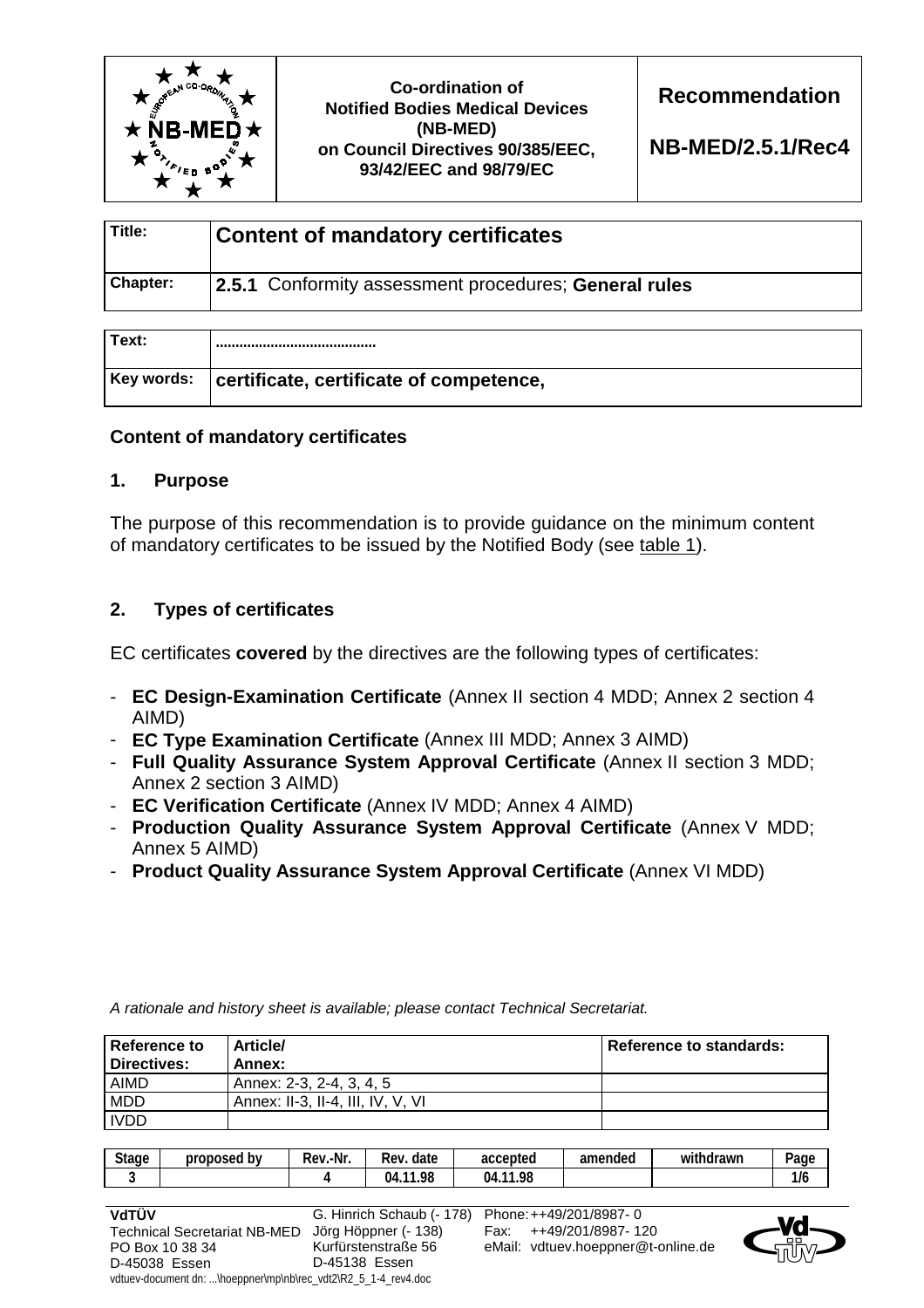| | Co-ordination of Notified Bodies Medical Devices (NB-MED) on Council Directives 90/385/EEC, 93/42/EEC and 98/79/EC | **Recommendation** **NB-MED/2.5.1/Rec4** |
|---|---|---|

| | |
|---|---|
| **Title:** | **Content of mandatory certificates** |
| **Chapter:** | **2.5.1** Conformity assessment procedures; **General rules** |

| | |
|---|---|
| **Text:** | ........................................ |
| **Key words:** | **certificate, certificate of competence,** |

**Content of mandatory certificates**

## 1. Purpose

The purpose of this recommendation is to provide guidance on the minimum content of mandatory certificates to be issued by the Notified Body (see table 1).

## 2. Types of certificates

EC certificates **covered** by the directives are the following types of certificates:

- **EC Design-Examination Certificate** (Annex II section 4 MDD; Annex 2 section 4 AIMD)
- **EC Type Examination Certificate** (Annex III MDD; Annex 3 AIMD)
- **Full Quality Assurance System Approval Certificate** (Annex II section 3 MDD; Annex 2 section 3 AIMD)
- **EC Verification Certificate** (Annex IV MDD; Annex 4 AIMD)
- **Production Quality Assurance System Approval Certificate** (Annex V MDD; Annex 5 AIMD)
- **Product Quality Assurance System Approval Certificate** (Annex VI MDD)

*A rationale and history sheet is available; please contact Technical Secretariat.*

| Reference to Directives: | Article/ Annex: | Reference to standards: |
|---|---|---|
| AIMD | Annex: 2-3, 2-4, 3, 4, 5 | |
| MDD | Annex: II-3, II-4, III, IV, V, VI | |
| IVDD | | |

| Stage | proposed by | Rev.-Nr. | Rev. date | accepted | amended | withdrawn | Page |
|---|---|---|---|---|---|---|---|
| 3 | | 4 | 04.11.98 | 04.11.98 | | | 1/6 |

**VdTÜV**
Technical Secretariat NB-MED
PO Box 10 38 34
D-45038 Essen

G. Hinrich Schaub (- 178)
Jörg Höppner (- 138)
Kurfürstenstraße 56
D-45138 Essen

Phone: ++49/201/8987- 0
Fax: ++49/201/8987- 120
eMail: vdtuev.hoeppner@t-online.de

vdtuev-document dn: ...\hoeppner\mp\nb\rec_vdt2\R2_5_1-4_rev4.doc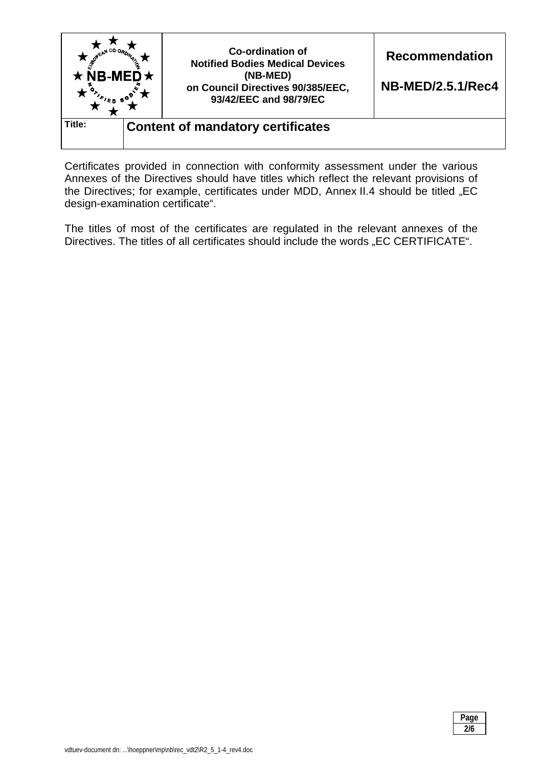| | Co-ordination of Notified Bodies Medical Devices (NB-MED) on Council Directives 90/385/EEC, 93/42/EEC and 98/79/EC | Recommendation NB-MED/2.5.1/Rec4 |
|---|---|---|
| **Title:** | **Content of mandatory certificates** | |

Certificates provided in connection with conformity assessment under the various Annexes of the Directives should have titles which reflect the relevant provisions of the Directives; for example, certificates under MDD, Annex II.4 should be titled „EC design-examination certificate".

The titles of most of the certificates are regulated in the relevant annexes of the Directives. The titles of all certificates should include the words „EC CERTIFICATE".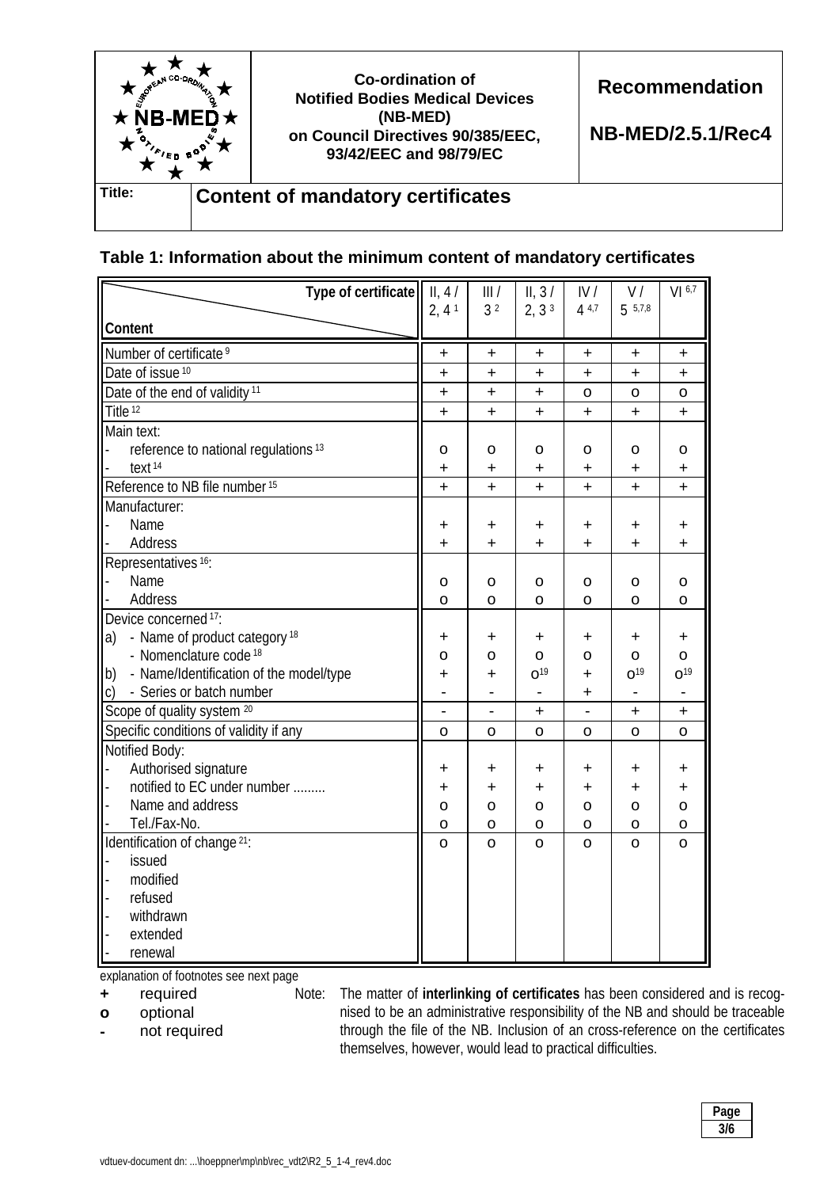| Co-ordination of Notified Bodies Medical Devices (NB-MED) on Council Directives 90/385/EEC, 93/42/EEC and 98/79/EC | Recommendation NB-MED/2.5.1/Rec4 |
|---|---|

**Title:** **Content of mandatory certificates**

## Table 1: Information about the minimum content of mandatory certificates

| Content \ Type of certificate | II, 4 / 2, 4 [1] | III / 3 [2] | II, 3 / 2, 3 [3] | IV / 4 [4,7] | V / 5 [5,7,8] | VI [6,7] |
|---|---|---|---|---|---|---|
| Number of certificate [9] | + | + | + | + | + | + |
| Date of issue [10] | + | + | + | + | + | + |
| Date of the end of validity [11] | + | + | + | o | o | o |
| Title [12] | + | + | + | + | + | + |
| Main text: | | | | | | |
| - reference to national regulations [13] | o | o | o | o | o | o |
| - text [14] | + | + | + | + | + | + |
| Reference to NB file number [15] | + | + | + | + | + | + |
| Manufacturer: | | | | | | |
| - Name | + | + | + | + | + | + |
| - Address | + | + | + | + | + | + |
| Representatives [16]: | | | | | | |
| - Name | o | o | o | o | o | o |
| - Address | o | o | o | o | o | o |
| Device concerned [17]: | | | | | | |
| a) - Name of product category [18] | + | + | + | + | + | + |
| - Nomenclature code [18] | o | o | o | o | o | o |
| b) - Name/Identification of the model/type | + | + | o[19] | + | o[19] | o[19] |
| c) - Series or batch number | - | - | - | + | - | - |
| Scope of quality system [20] | - | - | + | - | + | + |
| Specific conditions of validity if any | o | o | o | o | o | o |
| Notified Body: | | | | | | |
| - Authorised signature | + | + | + | + | + | + |
| - notified to EC under number ......... | + | + | + | + | + | + |
| - Name and address | o | o | o | o | o | o |
| - Tel./Fax-No. | o | o | o | o | o | o |
| Identification of change [21]: | o | o | o | o | o | o |
| - issued | | | | | | |
| - modified | | | | | | |
| - refused | | | | | | |
| - withdrawn | | | | | | |
| - extended | | | | | | |
| - renewal | | | | | | |

explanation of footnotes see next page

- **+** required
- **o** optional
- **-** not required

Note: The matter of **interlinking of certificates** has been considered and is recognised to be an administrative responsibility of the NB and should be traceable through the file of the NB. Inclusion of an cross-reference on the certificates themselves, however, would lead to practical difficulties.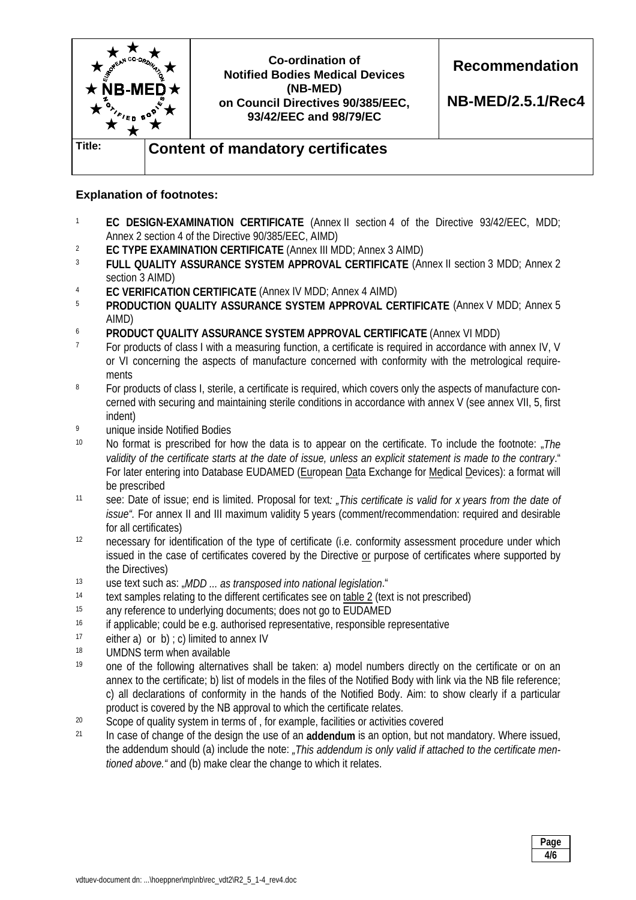**Explanation of footnotes:**

[1] **EC DESIGN-EXAMINATION CERTIFICATE** (Annex II section 4 of the Directive 93/42/EEC, MDD; Annex 2 section 4 of the Directive 90/385/EEC, AIMD)

[2] **EC TYPE EXAMINATION CERTIFICATE** (Annex III MDD; Annex 3 AIMD)

[3] **FULL QUALITY ASSURANCE SYSTEM APPROVAL CERTIFICATE** (Annex II section 3 MDD; Annex 2 section 3 AIMD)

[4] **EC VERIFICATION CERTIFICATE** (Annex IV MDD; Annex 4 AIMD)

[5] **PRODUCTION QUALITY ASSURANCE SYSTEM APPROVAL CERTIFICATE** (Annex V MDD; Annex 5 AIMD)

[6] **PRODUCT QUALITY ASSURANCE SYSTEM APPROVAL CERTIFICATE** (Annex VI MDD)

[7] For products of class I with a measuring function, a certificate is required in accordance with annex IV, V or VI concerning the aspects of manufacture concerned with conformity with the metrological requirements

[8] For products of class I, sterile, a certificate is required, which covers only the aspects of manufacture concerned with securing and maintaining sterile conditions in accordance with annex V (see annex VII, 5, first indent)

[9] unique inside Notified Bodies

[10] No format is prescribed for how the data is to appear on the certificate. To include the footnote: „*The validity of the certificate starts at the date of issue, unless an explicit statement is made to the contrary*." For later entering into Database EUDAMED (<u>Eu</u>ropean <u>Da</u>ta Exchange for <u>Me</u>dical <u>D</u>evices): a format will be prescribed

[11] see: Date of issue; end is limited. Proposal for text*: „This certificate is valid for x years from the date of issue"*. For annex II and III maximum validity 5 years (comment/recommendation: required and desirable for all certificates)

[12] necessary for identification of the type of certificate (i.e. conformity assessment procedure under which issued in the case of certificates covered by the Directive <u>or</u> purpose of certificates where supported by the Directives)

[13] use text such as: „*MDD ... as transposed into national legislation*."

[14] text samples relating to the different certificates see on <u>table 2</u> (text is not prescribed)

[15] any reference to underlying documents; does not go to EUDAMED

[16] if applicable; could be e.g. authorised representative, responsible representative

[17] either a) or b) ; c) limited to annex IV

[18] UMDNS term when available

[19] one of the following alternatives shall be taken: a) model numbers directly on the certificate or on an annex to the certificate; b) list of models in the files of the Notified Body with link via the NB file reference; c) all declarations of conformity in the hands of the Notified Body. Aim: to show clearly if a particular product is covered by the NB approval to which the certificate relates.

[20] Scope of quality system in terms of , for example, facilities or activities covered

[21] In case of change of the design the use of an **addendum** is an option, but not mandatory. Where issued, the addendum should (a) include the note: *„This addendum is only valid if attached to the certificate mentioned above."* and (b) make clear the change to which it relates.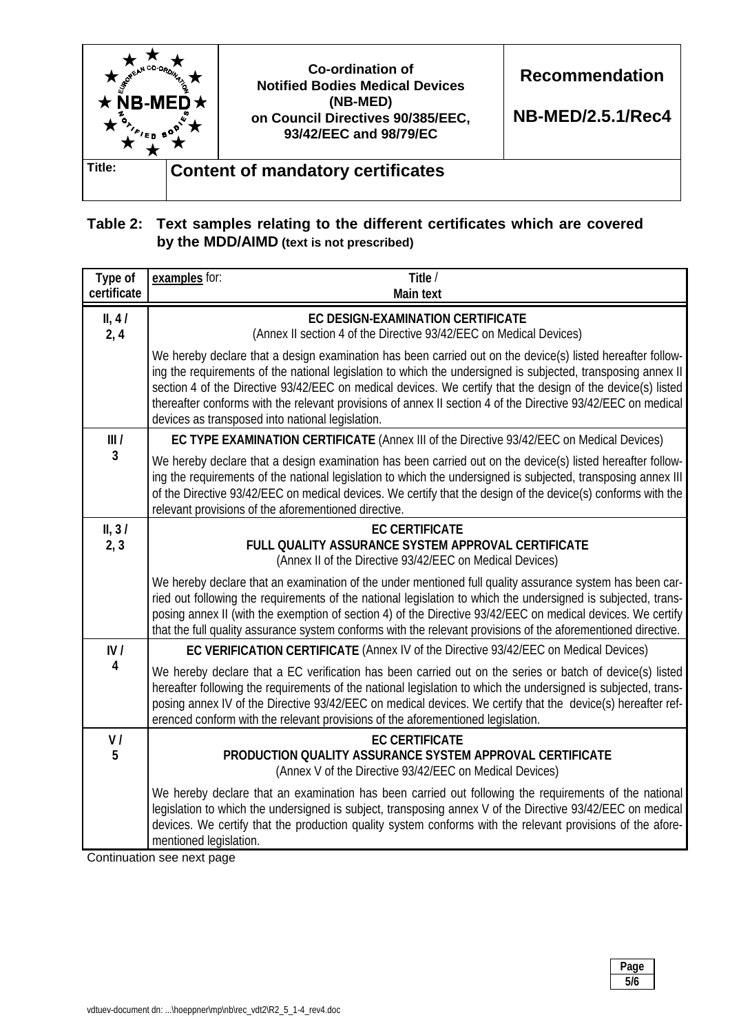**Table 2: Text samples relating to the different certificates which are covered by the MDD/AIMD** **(text is not prescribed)**

| Type of certificate | examples for: Title / Main text |
|---|---|
| II, 4 / 2, 4 | **EC DESIGN-EXAMINATION CERTIFICATE**<br>(Annex II section 4 of the Directive 93/42/EEC on Medical Devices) |
| | We hereby declare that a design examination has been carried out on the device(s) listed hereafter following the requirements of the national legislation to which the undersigned is subjected, transposing annex II section 4 of the Directive 93/42/EEC on medical devices. We certify that the design of the device(s) listed thereafter conforms with the relevant provisions of annex II section 4 of the Directive 93/42/EEC on medical devices as transposed into national legislation. |
| III / 3 | **EC TYPE EXAMINATION CERTIFICATE** (Annex III of the Directive 93/42/EEC on Medical Devices) |
| | We hereby declare that a design examination has been carried out on the device(s) listed hereafter following the requirements of the national legislation to which the undersigned is subjected, transposing annex III of the Directive 93/42/EEC on medical devices. We certify that the design of the device(s) conforms with the relevant provisions of the aforementioned directive. |
| II, 3 / 2, 3 | **EC CERTIFICATE**<br>**FULL QUALITY ASSURANCE SYSTEM APPROVAL CERTIFICATE**<br>(Annex II of the Directive 93/42/EEC on Medical Devices) |
| | We hereby declare that an examination of the under mentioned full quality assurance system has been carried out following the requirements of the national legislation to which the undersigned is subjected, transposing annex II (with the exemption of section 4) of the Directive 93/42/EEC on medical devices. We certify that the full quality assurance system conforms with the relevant provisions of the aforementioned directive. |
| IV / 4 | **EC VERIFICATION CERTIFICATE** (Annex IV of the Directive 93/42/EEC on Medical Devices) |
| | We hereby declare that a EC verification has been carried out on the series or batch of device(s) listed hereafter following the requirements of the national legislation to which the undersigned is subjected, transposing annex IV of the Directive 93/42/EEC on medical devices. We certify that the device(s) hereafter referenced conform with the relevant provisions of the aforementioned legislation. |
| V / 5 | **EC CERTIFICATE**<br>**PRODUCTION QUALITY ASSURANCE SYSTEM APPROVAL CERTIFICATE**<br>(Annex V of the Directive 93/42/EEC on Medical Devices) |
| | We hereby declare that an examination has been carried out following the requirements of the national legislation to which the undersigned is subject, transposing annex V of the Directive 93/42/EEC on medical devices. We certify that the production quality system conforms with the relevant provisions of the aforementioned legislation. |

Continuation see next page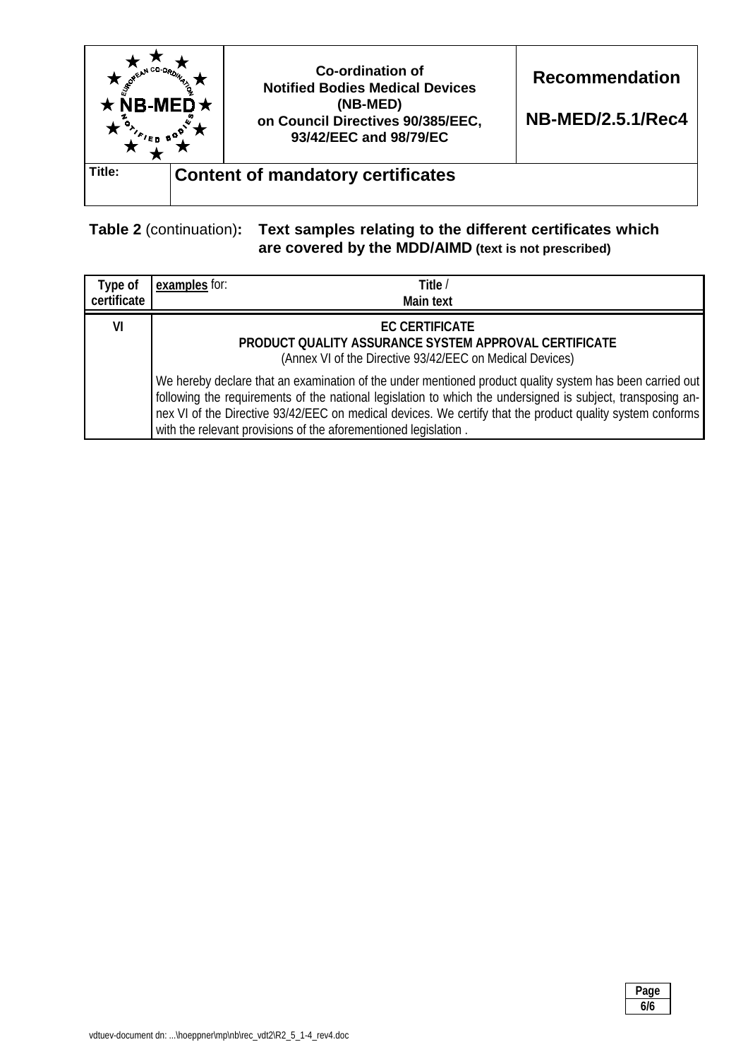**Title: Content of mandatory certificates**

**Table 2** (continuation)**: Text samples relating to the different certificates which are covered by the MDD/AIMD (text is not prescribed)**

| Type of certificate | examples for: Title / Main text |
|---|---|
| VI | **EC CERTIFICATE**<br>**PRODUCT QUALITY ASSURANCE SYSTEM APPROVAL CERTIFICATE**<br>(Annex VI of the Directive 93/42/EEC on Medical Devices) |
| | We hereby declare that an examination of the under mentioned product quality system has been carried out following the requirements of the national legislation to which the undersigned is subject, transposing annex VI of the Directive 93/42/EEC on medical devices. We certify that the product quality system conforms with the relevant provisions of the aforementioned legislation . |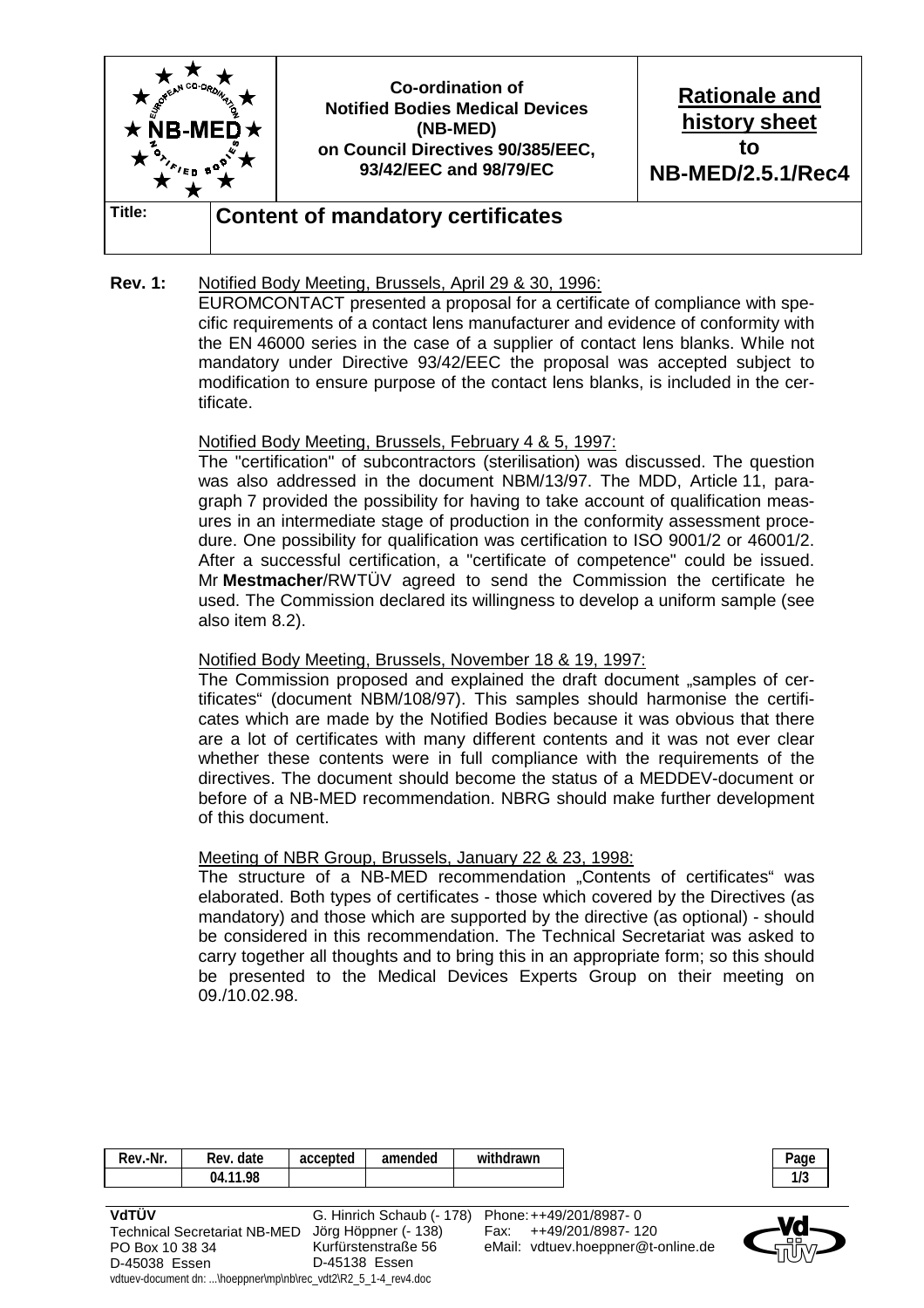| | Co-ordination of Notified Bodies Medical Devices (NB-MED) on Council Directives 90/385/EEC, 93/42/EEC and 98/79/EC | Rationale and history sheet to NB-MED/2.5.1/Rec4 |
|---|---|---|
| **Title:** | **Content of mandatory certificates** | |

**Rev. 1:** Notified Body Meeting, Brussels, April 29 & 30, 1996:

EUROMCONTACT presented a proposal for a certificate of compliance with specific requirements of a contact lens manufacturer and evidence of conformity with the EN 46000 series in the case of a supplier of contact lens blanks. While not mandatory under Directive 93/42/EEC the proposal was accepted subject to modification to ensure purpose of the contact lens blanks, is included in the certificate.

Notified Body Meeting, Brussels, February 4 & 5, 1997:

The "certification" of subcontractors (sterilisation) was discussed. The question was also addressed in the document NBM/13/97. The MDD, Article 11, paragraph 7 provided the possibility for having to take account of qualification measures in an intermediate stage of production in the conformity assessment procedure. One possibility for qualification was certification to ISO 9001/2 or 46001/2. After a successful certification, a "certificate of competence" could be issued. Mr **Mestmacher**/RWTÜV agreed to send the Commission the certificate he used. The Commission declared its willingness to develop a uniform sample (see also item 8.2).

Notified Body Meeting, Brussels, November 18 & 19, 1997:

The Commission proposed and explained the draft document „samples of certificates“ (document NBM/108/97). This samples should harmonise the certificates which are made by the Notified Bodies because it was obvious that there are a lot of certificates with many different contents and it was not ever clear whether these contents were in full compliance with the requirements of the directives. The document should become the status of a MEDDEV-document or before of a NB-MED recommendation. NBRG should make further development of this document.

Meeting of NBR Group, Brussels, January 22 & 23, 1998:

The structure of a NB-MED recommendation „Contents of certificates“ was elaborated. Both types of certificates - those which covered by the Directives (as mandatory) and those which are supported by the directive (as optional) - should be considered in this recommendation. The Technical Secretariat was asked to carry together all thoughts and to bring this in an appropriate form; so this should be presented to the Medical Devices Experts Group on their meeting on 09./10.02.98.

| Rev.-Nr. | Rev. date | accepted | amended | withdrawn |
|---|---|---|---|---|
| | 04.11.98 | | | |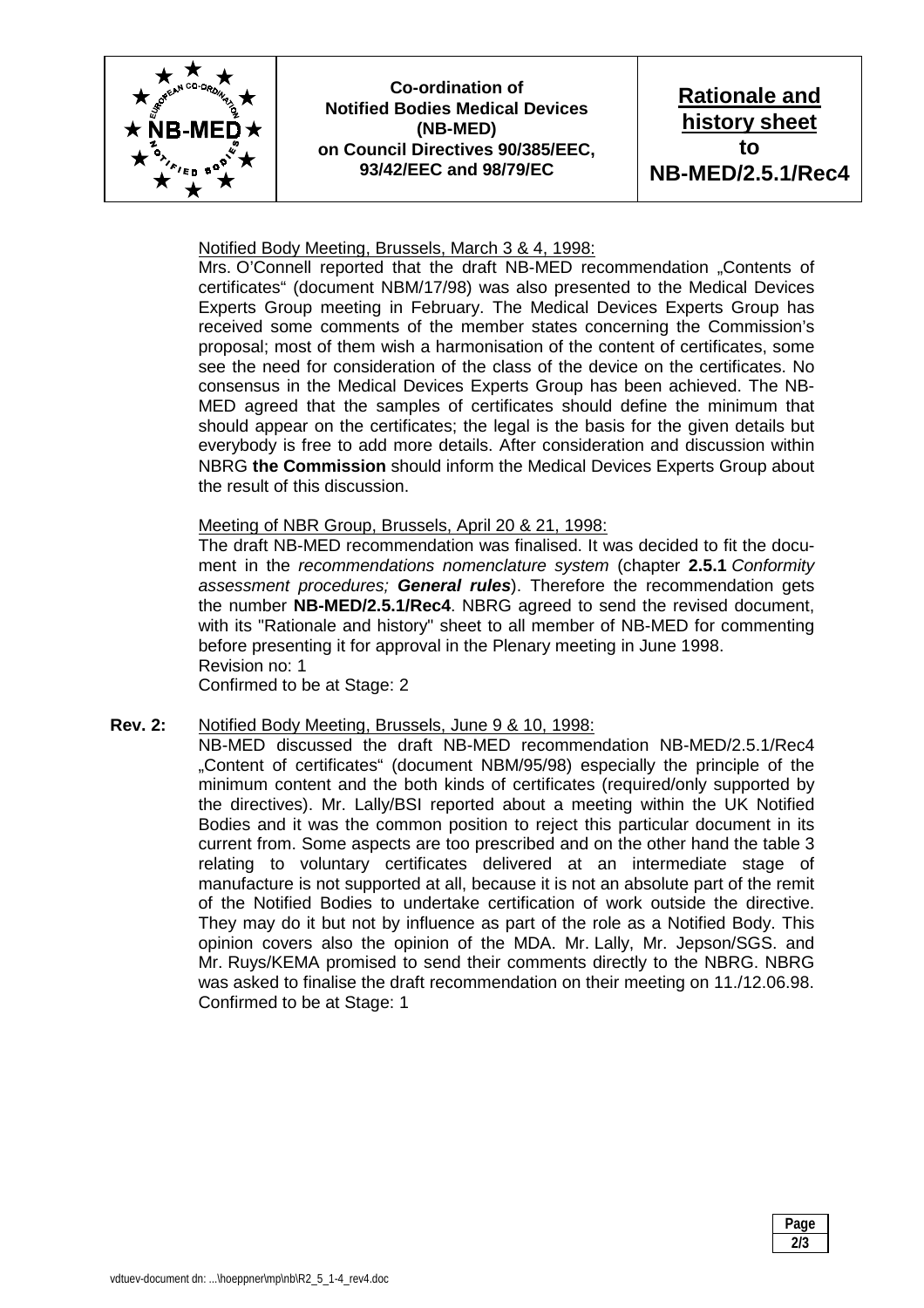Notified Body Meeting, Brussels, March 3 & 4, 1998:

Mrs. O'Connell reported that the draft NB-MED recommendation „Contents of certificates" (document NBM/17/98) was also presented to the Medical Devices Experts Group meeting in February. The Medical Devices Experts Group has received some comments of the member states concerning the Commission's proposal; most of them wish a harmonisation of the content of certificates, some see the need for consideration of the class of the device on the certificates. No consensus in the Medical Devices Experts Group has been achieved. The NB-MED agreed that the samples of certificates should define the minimum that should appear on the certificates; the legal is the basis for the given details but everybody is free to add more details. After consideration and discussion within NBRG **the Commission** should inform the Medical Devices Experts Group about the result of this discussion.

Meeting of NBR Group, Brussels, April 20 & 21, 1998:

The draft NB-MED recommendation was finalised. It was decided to fit the document in the *recommendations nomenclature system* (chapter **2.5.1** *Conformity assessment procedures;* ***General rules***). Therefore the recommendation gets the number **NB-MED/2.5.1/Rec4**. NBRG agreed to send the revised document, with its "Rationale and history" sheet to all member of NB-MED for commenting before presenting it for approval in the Plenary meeting in June 1998.
Revision no: 1
Confirmed to be at Stage: 2

**Rev. 2:** Notified Body Meeting, Brussels, June 9 & 10, 1998:

NB-MED discussed the draft NB-MED recommendation NB-MED/2.5.1/Rec4 „Content of certificates" (document NBM/95/98) especially the principle of the minimum content and the both kinds of certificates (required/only supported by the directives). Mr. Lally/BSI reported about a meeting within the UK Notified Bodies and it was the common position to reject this particular document in its current from. Some aspects are too prescribed and on the other hand the table 3 relating to voluntary certificates delivered at an intermediate stage of manufacture is not supported at all, because it is not an absolute part of the remit of the Notified Bodies to undertake certification of work outside the directive. They may do it but not by influence as part of the role as a Notified Body. This opinion covers also the opinion of the MDA. Mr. Lally, Mr. Jepson/SGS. and Mr. Ruys/KEMA promised to send their comments directly to the NBRG. NBRG was asked to finalise the draft recommendation on their meeting on 11./12.06.98.
Confirmed to be at Stage: 1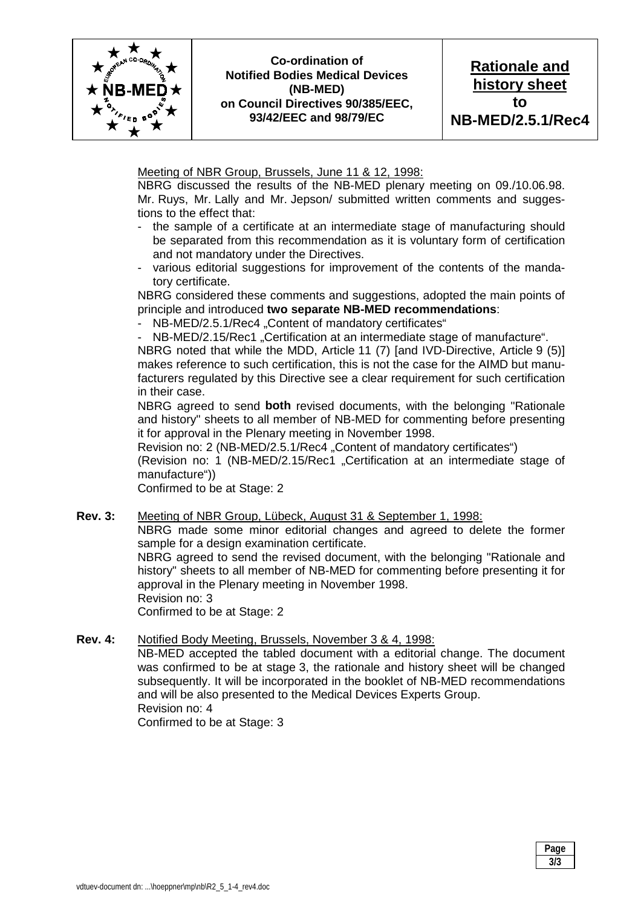Meeting of NBR Group, Brussels, June 11 & 12, 1998:

NBRG discussed the results of the NB-MED plenary meeting on 09./10.06.98. Mr. Ruys, Mr. Lally and Mr. Jepson/ submitted written comments and suggestions to the effect that:

- the sample of a certificate at an intermediate stage of manufacturing should be separated from this recommendation as it is voluntary form of certification and not mandatory under the Directives.
- various editorial suggestions for improvement of the contents of the mandatory certificate.

NBRG considered these comments and suggestions, adopted the main points of principle and introduced **two separate NB-MED recommendations**:

- NB-MED/2.5.1/Rec4 „Content of mandatory certificates“
- NB-MED/2.15/Rec1 „Certification at an intermediate stage of manufacture“.

NBRG noted that while the MDD, Article 11 (7) [and IVD-Directive, Article 9 (5)] makes reference to such certification, this is not the case for the AIMD but manufacturers regulated by this Directive see a clear requirement for such certification in their case.

NBRG agreed to send **both** revised documents, with the belonging "Rationale and history" sheets to all member of NB-MED for commenting before presenting it for approval in the Plenary meeting in November 1998.

Revision no: 2 (NB-MED/2.5.1/Rec4 „Content of mandatory certificates“)

(Revision no: 1 (NB-MED/2.15/Rec1 „Certification at an intermediate stage of manufacture“))

Confirmed to be at Stage: 2

**Rev. 3:** Meeting of NBR Group, Lübeck, August 31 & September 1, 1998:

NBRG made some minor editorial changes and agreed to delete the former sample for a design examination certificate.

NBRG agreed to send the revised document, with the belonging "Rationale and history" sheets to all member of NB-MED for commenting before presenting it for approval in the Plenary meeting in November 1998.

Revision no: 3

Confirmed to be at Stage: 2

**Rev. 4:** Notified Body Meeting, Brussels, November 3 & 4, 1998:

NB-MED accepted the tabled document with a editorial change. The document was confirmed to be at stage 3, the rationale and history sheet will be changed subsequently. It will be incorporated in the booklet of NB-MED recommendations and will be also presented to the Medical Devices Experts Group.

Revision no: 4

Confirmed to be at Stage: 3